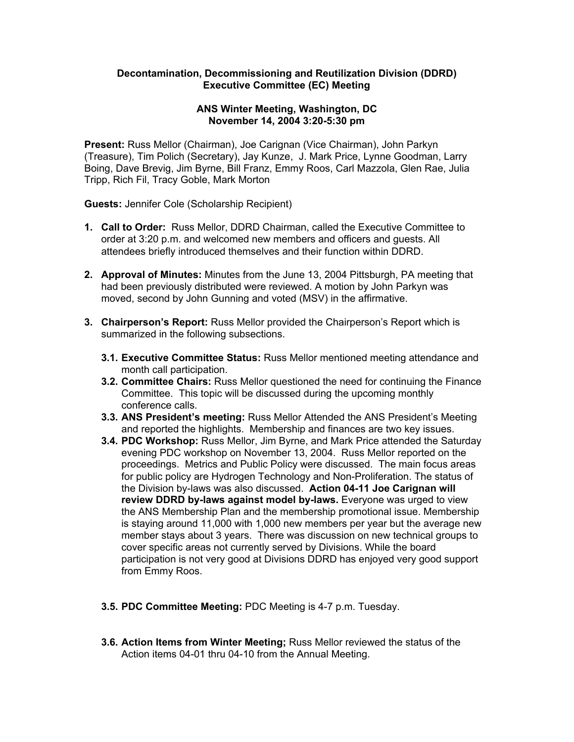**Decontamination, Decommissioning and Reutilization Division (DDRD)**
**Executive Committee (EC) Meeting**

**ANS Winter Meeting, Washington, DC**
**November 14, 2004 3:20-5:30 pm**

**Present:** Russ Mellor (Chairman), Joe Carignan (Vice Chairman), John Parkyn (Treasure), Tim Polich (Secretary), Jay Kunze, J. Mark Price, Lynne Goodman, Larry Boing, Dave Brevig, Jim Byrne, Bill Franz, Emmy Roos, Carl Mazzola, Glen Rae, Julia Tripp, Rich Fil, Tracy Goble, Mark Morton

**Guests:** Jennifer Cole (Scholarship Recipient)

1. **Call to Order:** Russ Mellor, DDRD Chairman, called the Executive Committee to order at 3:20 p.m. and welcomed new members and officers and guests. All attendees briefly introduced themselves and their function within DDRD.

2. **Approval of Minutes:** Minutes from the June 13, 2004 Pittsburgh, PA meeting that had been previously distributed were reviewed. A motion by John Parkyn was moved, second by John Gunning and voted (MSV) in the affirmative.

3. **Chairperson's Report:** Russ Mellor provided the Chairperson's Report which is summarized in the following subsections.

   3.1. **Executive Committee Status:** Russ Mellor mentioned meeting attendance and month call participation.

   3.2. **Committee Chairs:** Russ Mellor questioned the need for continuing the Finance Committee. This topic will be discussed during the upcoming monthly conference calls.

   3.3. **ANS President's meeting:** Russ Mellor Attended the ANS President's Meeting and reported the highlights. Membership and finances are two key issues.

   3.4. **PDC Workshop:** Russ Mellor, Jim Byrne, and Mark Price attended the Saturday evening PDC workshop on November 13, 2004. Russ Mellor reported on the proceedings. Metrics and Public Policy were discussed. The main focus areas for public policy are Hydrogen Technology and Non-Proliferation. The status of the Division by-laws was also discussed. **Action 04-11 Joe Carignan will review DDRD by-laws against model by-laws.** Everyone was urged to view the ANS Membership Plan and the membership promotional issue. Membership is staying around 11,000 with 1,000 new members per year but the average new member stays about 3 years. There was discussion on new technical groups to cover specific areas not currently served by Divisions. While the board participation is not very good at Divisions DDRD has enjoyed very good support from Emmy Roos.

   3.5. **PDC Committee Meeting:** PDC Meeting is 4-7 p.m. Tuesday.

   3.6. **Action Items from Winter Meeting;** Russ Mellor reviewed the status of the Action items 04-01 thru 04-10 from the Annual Meeting.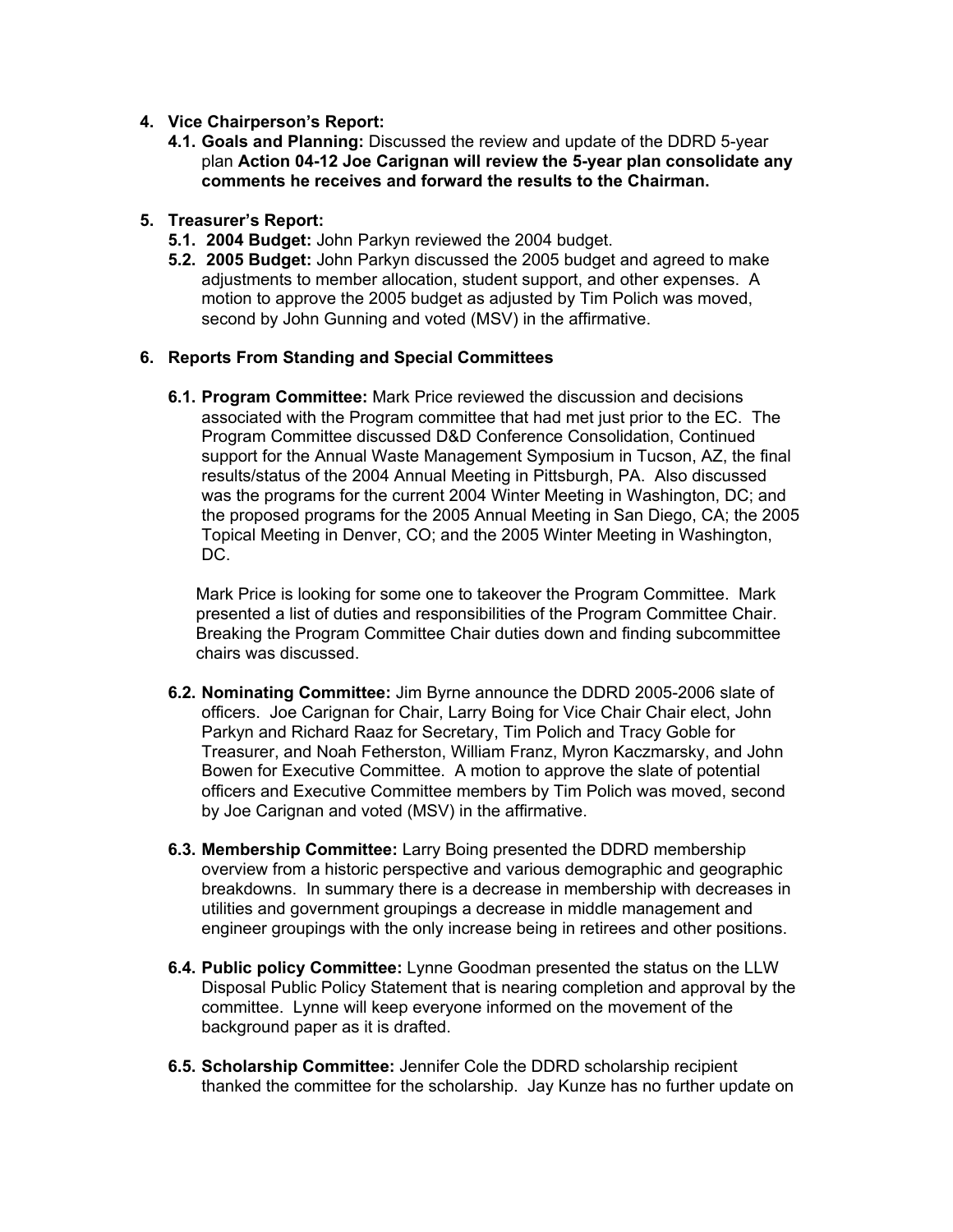4. **Vice Chairperson's Report:**
   4.1. **Goals and Planning:** Discussed the review and update of the DDRD 5-year plan **Action 04-12 Joe Carignan will review the 5-year plan consolidate any comments he receives and forward the results to the Chairman.**

5. **Treasurer's Report:**
   5.1. **2004 Budget:** John Parkyn reviewed the 2004 budget.
   5.2. **2005 Budget:** John Parkyn discussed the 2005 budget and agreed to make adjustments to member allocation, student support, and other expenses. A motion to approve the 2005 budget as adjusted by Tim Polich was moved, second by John Gunning and voted (MSV) in the affirmative.

6. **Reports From Standing and Special Committees**

   6.1. **Program Committee:** Mark Price reviewed the discussion and decisions associated with the Program committee that had met just prior to the EC. The Program Committee discussed D&D Conference Consolidation, Continued support for the Annual Waste Management Symposium in Tucson, AZ, the final results/status of the 2004 Annual Meeting in Pittsburgh, PA. Also discussed was the programs for the current 2004 Winter Meeting in Washington, DC; and the proposed programs for the 2005 Annual Meeting in San Diego, CA; the 2005 Topical Meeting in Denver, CO; and the 2005 Winter Meeting in Washington, DC.

   Mark Price is looking for some one to takeover the Program Committee. Mark presented a list of duties and responsibilities of the Program Committee Chair. Breaking the Program Committee Chair duties down and finding subcommittee chairs was discussed.

   6.2. **Nominating Committee:** Jim Byrne announce the DDRD 2005-2006 slate of officers. Joe Carignan for Chair, Larry Boing for Vice Chair Chair elect, John Parkyn and Richard Raaz for Secretary, Tim Polich and Tracy Goble for Treasurer, and Noah Fetherston, William Franz, Myron Kaczmarsky, and John Bowen for Executive Committee. A motion to approve the slate of potential officers and Executive Committee members by Tim Polich was moved, second by Joe Carignan and voted (MSV) in the affirmative.

   6.3. **Membership Committee:** Larry Boing presented the DDRD membership overview from a historic perspective and various demographic and geographic breakdowns. In summary there is a decrease in membership with decreases in utilities and government groupings a decrease in middle management and engineer groupings with the only increase being in retirees and other positions.

   6.4. **Public policy Committee:** Lynne Goodman presented the status on the LLW Disposal Public Policy Statement that is nearing completion and approval by the committee. Lynne will keep everyone informed on the movement of the background paper as it is drafted.

   6.5. **Scholarship Committee:** Jennifer Cole the DDRD scholarship recipient thanked the committee for the scholarship. Jay Kunze has no further update on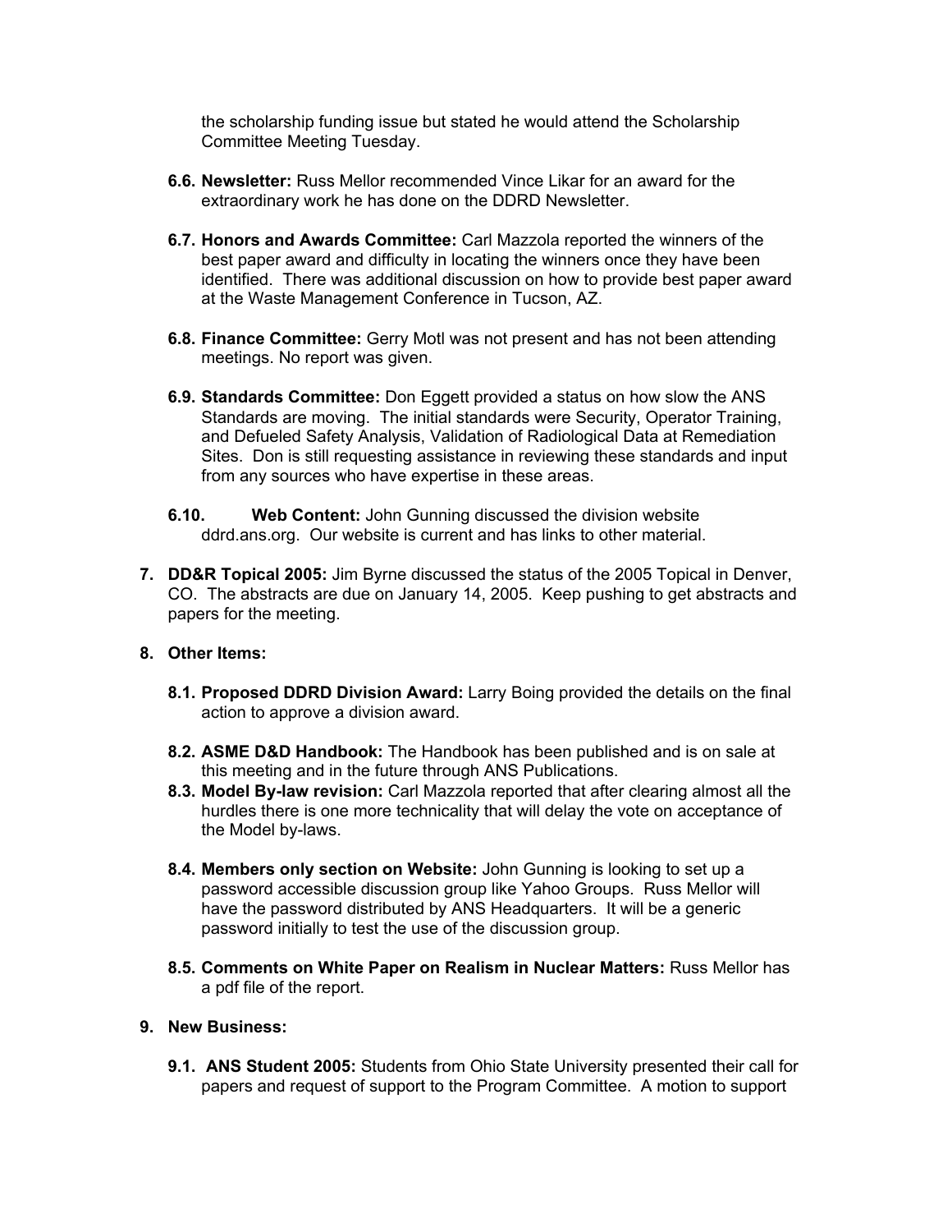the scholarship funding issue but stated he would attend the Scholarship Committee Meeting Tuesday.

- **6.6. Newsletter:** Russ Mellor recommended Vince Likar for an award for the extraordinary work he has done on the DDRD Newsletter.

- **6.7. Honors and Awards Committee:** Carl Mazzola reported the winners of the best paper award and difficulty in locating the winners once they have been identified. There was additional discussion on how to provide best paper award at the Waste Management Conference in Tucson, AZ.

- **6.8. Finance Committee:** Gerry Motl was not present and has not been attending meetings. No report was given.

- **6.9. Standards Committee:** Don Eggett provided a status on how slow the ANS Standards are moving. The initial standards were Security, Operator Training, and Defueled Safety Analysis, Validation of Radiological Data at Remediation Sites. Don is still requesting assistance in reviewing these standards and input from any sources who have expertise in these areas.

- **6.10. Web Content:** John Gunning discussed the division website ddrd.ans.org. Our website is current and has links to other material.

**7. DD&R Topical 2005:** Jim Byrne discussed the status of the 2005 Topical in Denver, CO. The abstracts are due on January 14, 2005. Keep pushing to get abstracts and papers for the meeting.

**8. Other Items:**

- **8.1. Proposed DDRD Division Award:** Larry Boing provided the details on the final action to approve a division award.

- **8.2. ASME D&D Handbook:** The Handbook has been published and is on sale at this meeting and in the future through ANS Publications.
- **8.3. Model By-law revision:** Carl Mazzola reported that after clearing almost all the hurdles there is one more technicality that will delay the vote on acceptance of the Model by-laws.

- **8.4. Members only section on Website:** John Gunning is looking to set up a password accessible discussion group like Yahoo Groups. Russ Mellor will have the password distributed by ANS Headquarters. It will be a generic password initially to test the use of the discussion group.

- **8.5. Comments on White Paper on Realism in Nuclear Matters:** Russ Mellor has a pdf file of the report.

**9. New Business:**

- **9.1. ANS Student 2005:** Students from Ohio State University presented their call for papers and request of support to the Program Committee. A motion to support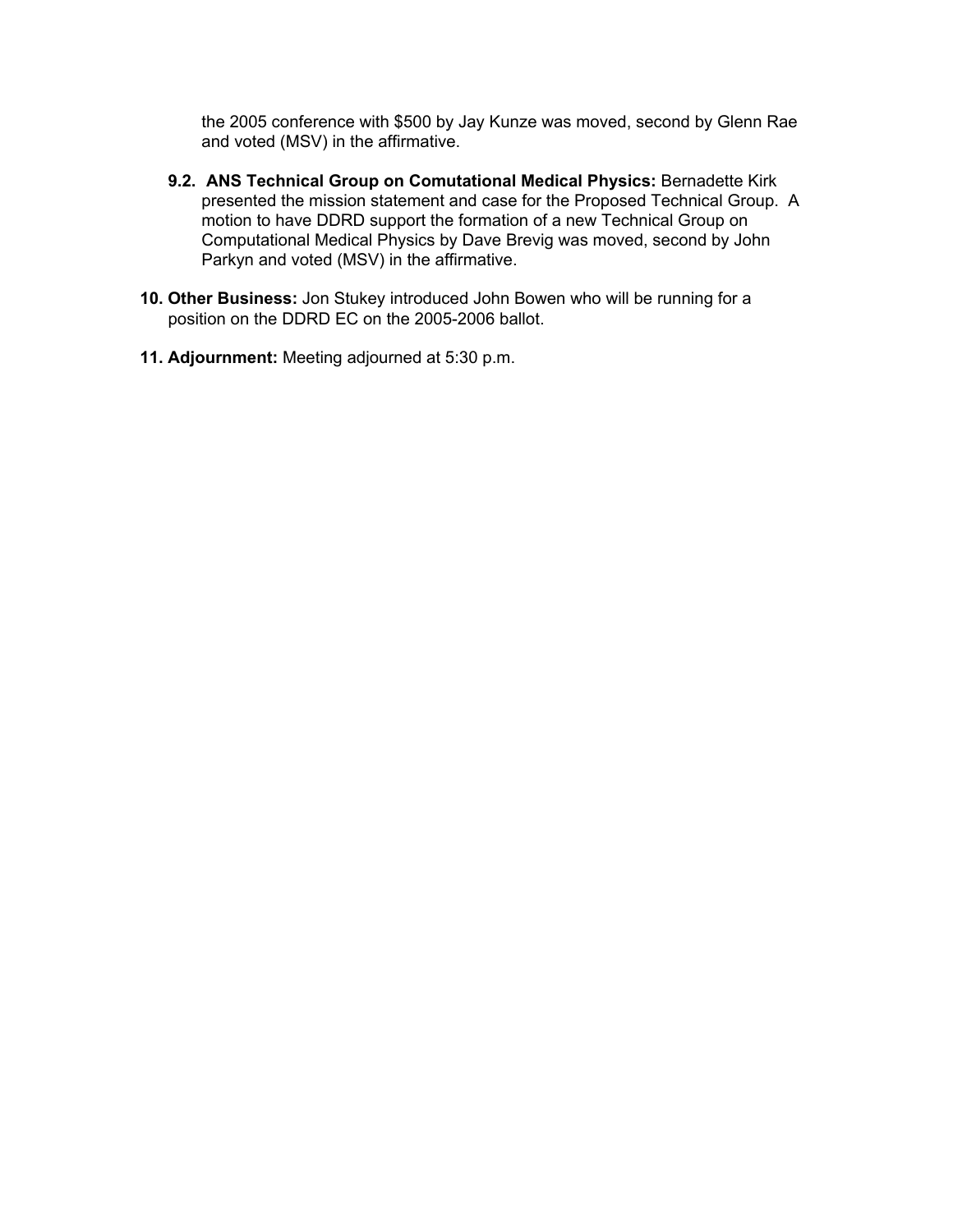the 2005 conference with $500 by Jay Kunze was moved, second by Glenn Rae and voted (MSV) in the affirmative.

**9.2. ANS Technical Group on Comutational Medical Physics:** Bernadette Kirk presented the mission statement and case for the Proposed Technical Group. A motion to have DDRD support the formation of a new Technical Group on Computational Medical Physics by Dave Brevig was moved, second by John Parkyn and voted (MSV) in the affirmative.

**10. Other Business:** Jon Stukey introduced John Bowen who will be running for a position on the DDRD EC on the 2005-2006 ballot.

**11. Adjournment:** Meeting adjourned at 5:30 p.m.